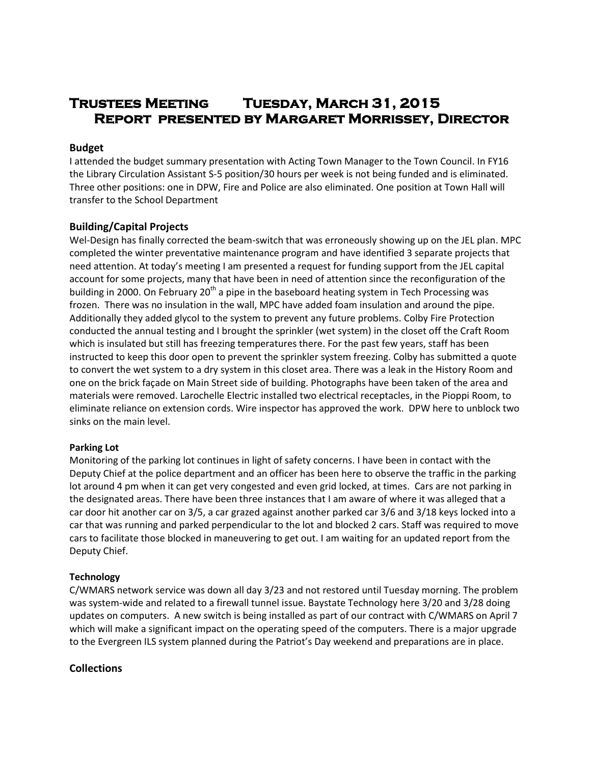# Trustees Meeting Tuesday, March 31, 2015
## Report presented by Margaret Morrissey, Director

### Budget

I attended the budget summary presentation with Acting Town Manager to the Town Council. In FY16 the Library Circulation Assistant S-5 position/30 hours per week is not being funded and is eliminated. Three other positions: one in DPW, Fire and Police are also eliminated. One position at Town Hall will transfer to the School Department

### Building/Capital Projects

Wel-Design has finally corrected the beam-switch that was erroneously showing up on the JEL plan. MPC completed the winter preventative maintenance program and have identified 3 separate projects that need attention. At today's meeting I am presented a request for funding support from the JEL capital account for some projects, many that have been in need of attention since the reconfiguration of the building in 2000. On February 20th a pipe in the baseboard heating system in Tech Processing was frozen. There was no insulation in the wall, MPC have added foam insulation and around the pipe. Additionally they added glycol to the system to prevent any future problems. Colby Fire Protection conducted the annual testing and I brought the sprinkler (wet system) in the closet off the Craft Room which is insulated but still has freezing temperatures there. For the past few years, staff has been instructed to keep this door open to prevent the sprinkler system freezing. Colby has submitted a quote to convert the wet system to a dry system in this closet area. There was a leak in the History Room and one on the brick façade on Main Street side of building. Photographs have been taken of the area and materials were removed. Larochelle Electric installed two electrical receptacles, in the Pioppi Room, to eliminate reliance on extension cords. Wire inspector has approved the work. DPW here to unblock two sinks on the main level.

#### Parking Lot

Monitoring of the parking lot continues in light of safety concerns. I have been in contact with the Deputy Chief at the police department and an officer has been here to observe the traffic in the parking lot around 4 pm when it can get very congested and even grid locked, at times. Cars are not parking in the designated areas. There have been three instances that I am aware of where it was alleged that a car door hit another car on 3/5, a car grazed against another parked car 3/6 and 3/18 keys locked into a car that was running and parked perpendicular to the lot and blocked 2 cars. Staff was required to move cars to facilitate those blocked in maneuvering to get out. I am waiting for an updated report from the Deputy Chief.

#### Technology

C/WMARS network service was down all day 3/23 and not restored until Tuesday morning. The problem was system-wide and related to a firewall tunnel issue. Baystate Technology here 3/20 and 3/28 doing updates on computers. A new switch is being installed as part of our contract with C/WMARS on April 7 which will make a significant impact on the operating speed of the computers. There is a major upgrade to the Evergreen ILS system planned during the Patriot's Day weekend and preparations are in place.

### Collections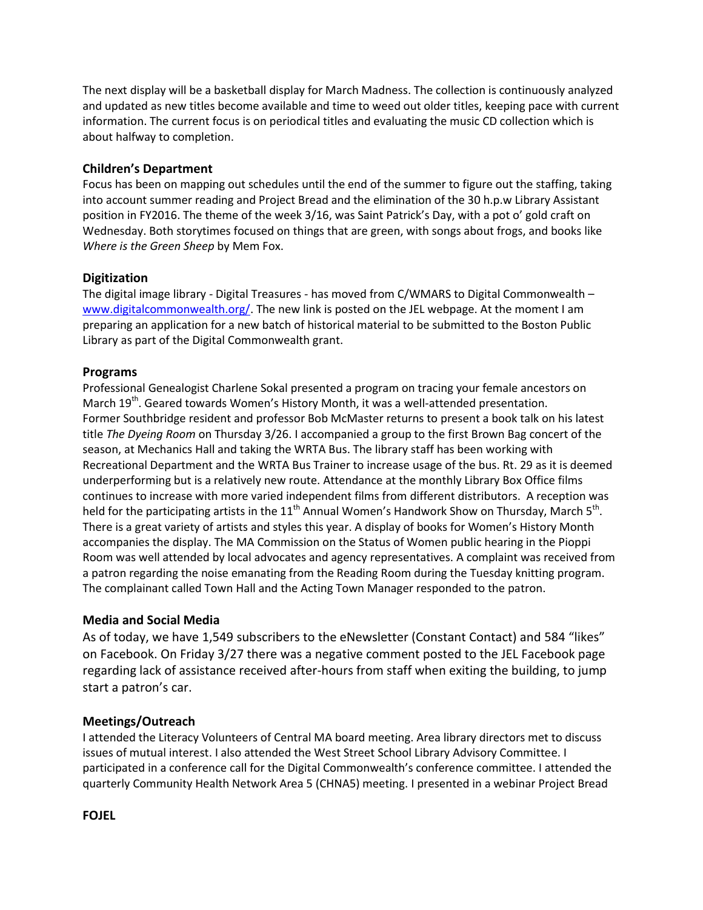The next display will be a basketball display for March Madness. The collection is continuously analyzed and updated as new titles become available and time to weed out older titles, keeping pace with current information. The current focus is on periodical titles and evaluating the music CD collection which is about halfway to completion.

### Children's Department

Focus has been on mapping out schedules until the end of the summer to figure out the staffing, taking into account summer reading and Project Bread and the elimination of the 30 h.p.w Library Assistant position in FY2016. The theme of the week 3/16, was Saint Patrick's Day, with a pot o' gold craft on Wednesday. Both storytimes focused on things that are green, with songs about frogs, and books like *Where is the Green Sheep* by Mem Fox.

### Digitization

The digital image library - Digital Treasures - has moved from C/WMARS to Digital Commonwealth – [www.digitalcommonwealth.org/](www.digitalcommonwealth.org/). The new link is posted on the JEL webpage. At the moment I am preparing an application for a new batch of historical material to be submitted to the Boston Public Library as part of the Digital Commonwealth grant.

### Programs

Professional Genealogist Charlene Sokal presented a program on tracing your female ancestors on March 19th. Geared towards Women's History Month, it was a well-attended presentation. Former Southbridge resident and professor Bob McMaster returns to present a book talk on his latest title *The Dyeing Room* on Thursday 3/26. I accompanied a group to the first Brown Bag concert of the season, at Mechanics Hall and taking the WRTA Bus. The library staff has been working with Recreational Department and the WRTA Bus Trainer to increase usage of the bus. Rt. 29 as it is deemed underperforming but is a relatively new route. Attendance at the monthly Library Box Office films continues to increase with more varied independent films from different distributors. A reception was held for the participating artists in the 11th Annual Women's Handwork Show on Thursday, March 5th. There is a great variety of artists and styles this year. A display of books for Women's History Month accompanies the display. The MA Commission on the Status of Women public hearing in the Pioppi Room was well attended by local advocates and agency representatives. A complaint was received from a patron regarding the noise emanating from the Reading Room during the Tuesday knitting program. The complainant called Town Hall and the Acting Town Manager responded to the patron.

### Media and Social Media

As of today, we have 1,549 subscribers to the eNewsletter (Constant Contact) and 584 "likes" on Facebook. On Friday 3/27 there was a negative comment posted to the JEL Facebook page regarding lack of assistance received after-hours from staff when exiting the building, to jump start a patron's car.

### Meetings/Outreach

I attended the Literacy Volunteers of Central MA board meeting. Area library directors met to discuss issues of mutual interest. I also attended the West Street School Library Advisory Committee. I participated in a conference call for the Digital Commonwealth's conference committee. I attended the quarterly Community Health Network Area 5 (CHNA5) meeting. I presented in a webinar Project Bread

### FOJEL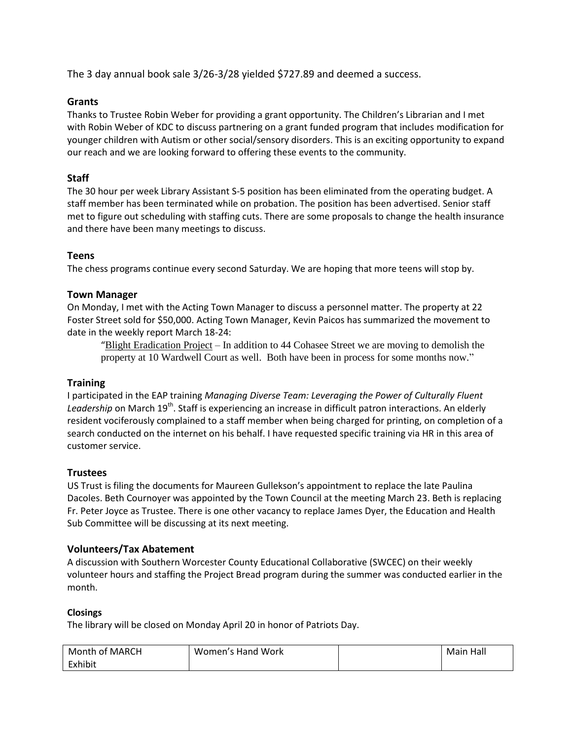The 3 day annual book sale 3/26-3/28 yielded $727.89 and deemed a success.

### Grants

Thanks to Trustee Robin Weber for providing a grant opportunity. The Children's Librarian and I met with Robin Weber of KDC to discuss partnering on a grant funded program that includes modification for younger children with Autism or other social/sensory disorders. This is an exciting opportunity to expand our reach and we are looking forward to offering these events to the community.

### Staff

The 30 hour per week Library Assistant S-5 position has been eliminated from the operating budget. A staff member has been terminated while on probation. The position has been advertised. Senior staff met to figure out scheduling with staffing cuts. There are some proposals to change the health insurance and there have been many meetings to discuss.

### Teens

The chess programs continue every second Saturday. We are hoping that more teens will stop by.

### Town Manager

On Monday, I met with the Acting Town Manager to discuss a personnel matter. The property at 22 Foster Street sold for $50,000. Acting Town Manager, Kevin Paicos has summarized the movement to date in the weekly report March 18-24:

> "Blight Eradication Project – In addition to 44 Cohasee Street we are moving to demolish the property at 10 Wardwell Court as well. Both have been in process for some months now."

### Training

I participated in the EAP training *Managing Diverse Team: Leveraging the Power of Culturally Fluent Leadership* on March 19th. Staff is experiencing an increase in difficult patron interactions. An elderly resident vociferously complained to a staff member when being charged for printing, on completion of a search conducted on the internet on his behalf. I have requested specific training via HR in this area of customer service.

### Trustees

US Trust is filing the documents for Maureen Gullekson's appointment to replace the late Paulina Dacoles. Beth Cournoyer was appointed by the Town Council at the meeting March 23. Beth is replacing Fr. Peter Joyce as Trustee. There is one other vacancy to replace James Dyer, the Education and Health Sub Committee will be discussing at its next meeting.

### Volunteers/Tax Abatement

A discussion with Southern Worcester County Educational Collaborative (SWCEC) on their weekly volunteer hours and staffing the Project Bread program during the summer was conducted earlier in the month.

#### Closings

The library will be closed on Monday April 20 in honor of Patriots Day.

| Month of MARCH Exhibit | Women's Hand Work | | Main Hall |
|---|---|---|---|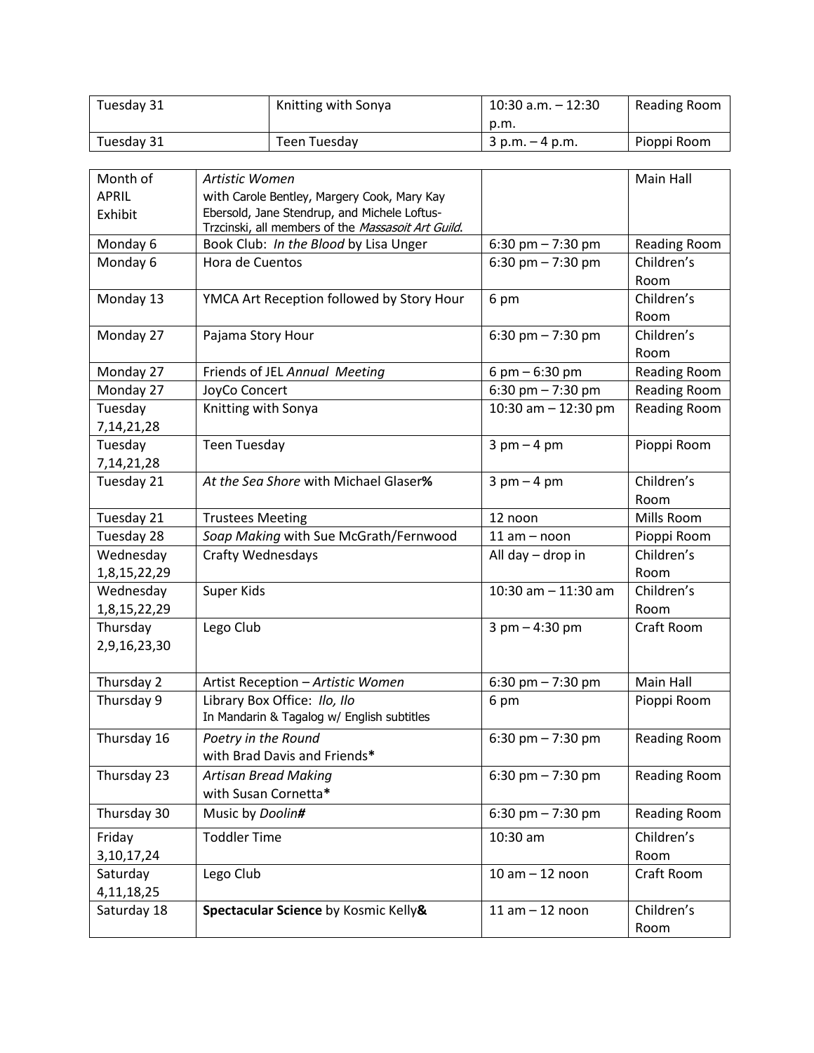| | | | |
|---|---|---|---|
| Tuesday 31 | Knitting with Sonya | 10:30 a.m. – 12:30 p.m. | Reading Room |
| Tuesday 31 | Teen Tuesday | 3 p.m. – 4 p.m. | Pioppi Room |

| | | | |
|---|---|---|---|
| Month of APRIL Exhibit | *Artistic Women* with Carole Bentley, Margery Cook, Mary Kay Ebersold, Jane Stendrup, and Michele Loftus-Trzcinski, all members of the *Massasoit Art Guild*. | | Main Hall |
| Monday 6 | Book Club: *In the Blood* by Lisa Unger | 6:30 pm – 7:30 pm | Reading Room |
| Monday 6 | Hora de Cuentos | 6:30 pm – 7:30 pm | Children's Room |
| Monday 13 | YMCA Art Reception followed by Story Hour | 6 pm | Children's Room |
| Monday 27 | Pajama Story Hour | 6:30 pm – 7:30 pm | Children's Room |
| Monday 27 | Friends of JEL *Annual Meeting* | 6 pm – 6:30 pm | Reading Room |
| Monday 27 | JoyCo Concert | 6:30 pm – 7:30 pm | Reading Room |
| Tuesday 7,14,21,28 | Knitting with Sonya | 10:30 am – 12:30 pm | Reading Room |
| Tuesday 7,14,21,28 | Teen Tuesday | 3 pm – 4 pm | Pioppi Room |
| Tuesday 21 | *At the Sea Shore* with Michael Glaser**%** | 3 pm – 4 pm | Children's Room |
| Tuesday 21 | Trustees Meeting | 12 noon | Mills Room |
| Tuesday 28 | *Soap Making* with Sue McGrath/Fernwood | 11 am – noon | Pioppi Room |
| Wednesday 1,8,15,22,29 | Crafty Wednesdays | All day – drop in | Children's Room |
| Wednesday 1,8,15,22,29 | Super Kids | 10:30 am – 11:30 am | Children's Room |
| Thursday 2,9,16,23,30 | Lego Club | 3 pm – 4:30 pm | Craft Room |
| Thursday 2 | Artist Reception – *Artistic Women* | 6:30 pm – 7:30 pm | Main Hall |
| Thursday 9 | Library Box Office: *Ilo, Ilo* In Mandarin & Tagalog w/ English subtitles | 6 pm | Pioppi Room |
| Thursday 16 | *Poetry in the Round* with Brad Davis and Friends**\*** | 6:30 pm – 7:30 pm | Reading Room |
| Thursday 23 | *Artisan Bread Making* with Susan Cornetta**\*** | 6:30 pm – 7:30 pm | Reading Room |
| Thursday 30 | Music by *Doolin***#** | 6:30 pm – 7:30 pm | Reading Room |
| Friday 3,10,17,24 | Toddler Time | 10:30 am | Children's Room |
| Saturday 4,11,18,25 | Lego Club | 10 am – 12 noon | Craft Room |
| Saturday 18 | **Spectacular Science** by Kosmic Kelly**&** | 11 am – 12 noon | Children's Room |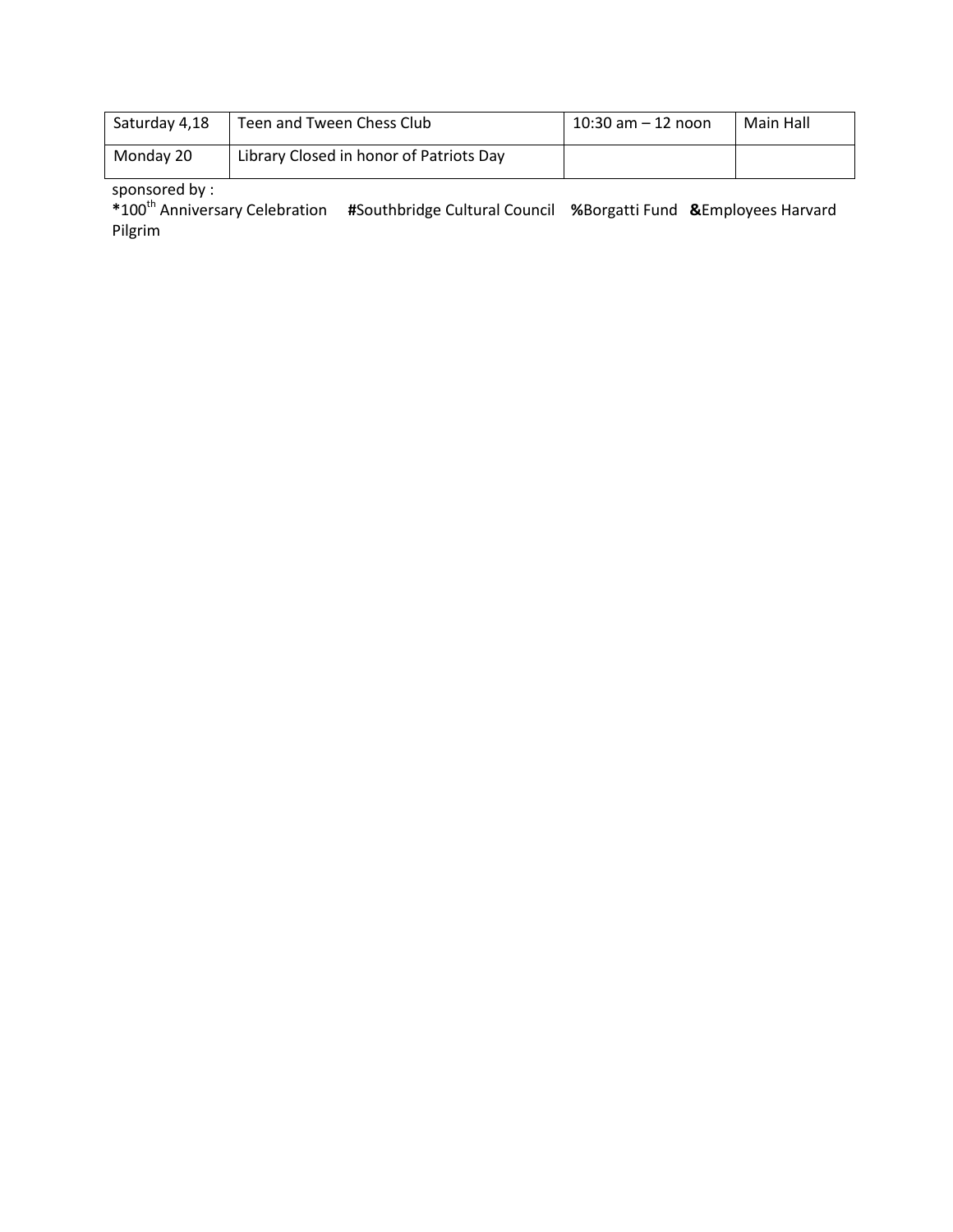| | | | |
|---|---|---|---|
| Saturday 4,18 | Teen and Tween Chess Club | 10:30 am – 12 noon | Main Hall |
| Monday 20 | Library Closed in honor of Patriots Day | | |

sponsored by :

**\***100th Anniversary Celebration **#**Southbridge Cultural Council **%**Borgatti Fund **&**Employees Harvard Pilgrim